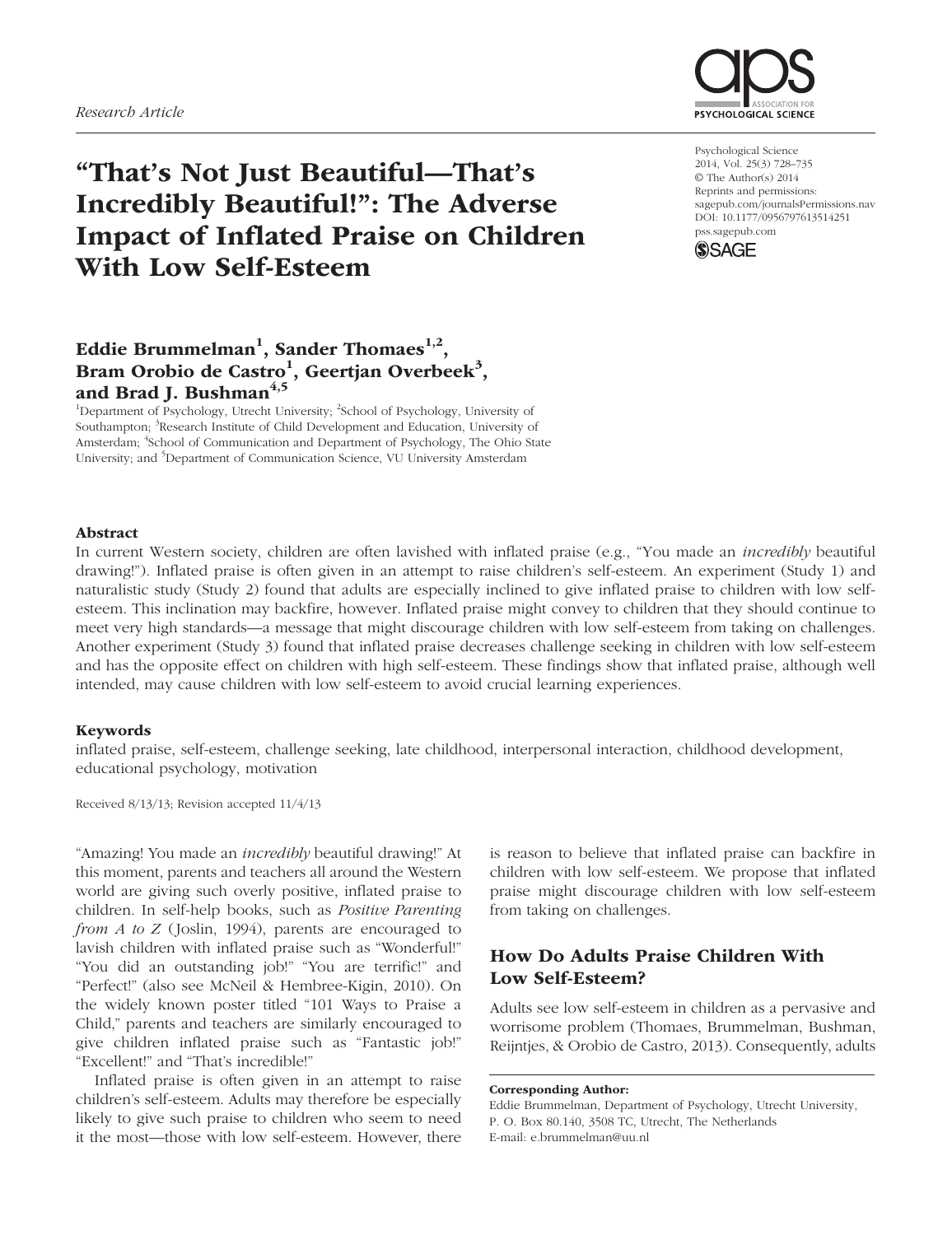Research Article

# "That's Not Just Beautiful—That's Incredibly Beautiful!": The Adverse Impact of Inflated Praise on Children With Low Self-Esteem

Psychological Science
2014, Vol. 25(3) 728–735
© The Author(s) 2014
Reprints and permissions:
sagepub.com/journalsPermissions.nav
DOI: 10.1177/0956797613514251
pss.sagepub.com

**Eddie Brummelman[1], Sander Thomaes[1,2], Bram Orobio de Castro[1], Geertjan Overbeek[3], and Brad J. Bushman[4,5]**

[1]Department of Psychology, Utrecht University; [2]School of Psychology, University of Southampton; [3]Research Institute of Child Development and Education, University of Amsterdam; [4]School of Communication and Department of Psychology, The Ohio State University; and [5]Department of Communication Science, VU University Amsterdam

### Abstract

In current Western society, children are often lavished with inflated praise (e.g., "You made an *incredibly* beautiful drawing!"). Inflated praise is often given in an attempt to raise children's self-esteem. An experiment (Study 1) and naturalistic study (Study 2) found that adults are especially inclined to give inflated praise to children with low self-esteem. This inclination may backfire, however. Inflated praise might convey to children that they should continue to meet very high standards—a message that might discourage children with low self-esteem from taking on challenges. Another experiment (Study 3) found that inflated praise decreases challenge seeking in children with low self-esteem and has the opposite effect on children with high self-esteem. These findings show that inflated praise, although well intended, may cause children with low self-esteem to avoid crucial learning experiences.

### Keywords

inflated praise, self-esteem, challenge seeking, late childhood, interpersonal interaction, childhood development, educational psychology, motivation

Received 8/13/13; Revision accepted 11/4/13

"Amazing! You made an *incredibly* beautiful drawing!" At this moment, parents and teachers all around the Western world are giving such overly positive, inflated praise to children. In self-help books, such as *Positive Parenting from A to Z* (Joslin, 1994), parents are encouraged to lavish children with inflated praise such as "Wonderful!" "You did an outstanding job!" "You are terrific!" and "Perfect!" (also see McNeil & Hembree-Kigin, 2010). On the widely known poster titled "101 Ways to Praise a Child," parents and teachers are similarly encouraged to give children inflated praise such as "Fantastic job!" "Excellent!" and "That's incredible!"

Inflated praise is often given in an attempt to raise children's self-esteem. Adults may therefore be especially likely to give such praise to children who seem to need it the most—those with low self-esteem. However, there is reason to believe that inflated praise can backfire in children with low self-esteem. We propose that inflated praise might discourage children with low self-esteem from taking on challenges.

## How Do Adults Praise Children With Low Self-Esteem?

Adults see low self-esteem in children as a pervasive and worrisome problem (Thomaes, Brummelman, Bushman, Reijntjes, & Orobio de Castro, 2013). Consequently, adults

**Corresponding Author:**
Eddie Brummelman, Department of Psychology, Utrecht University, P. O. Box 80.140, 3508 TC, Utrecht, The Netherlands
E-mail: e.brummelman@uu.nl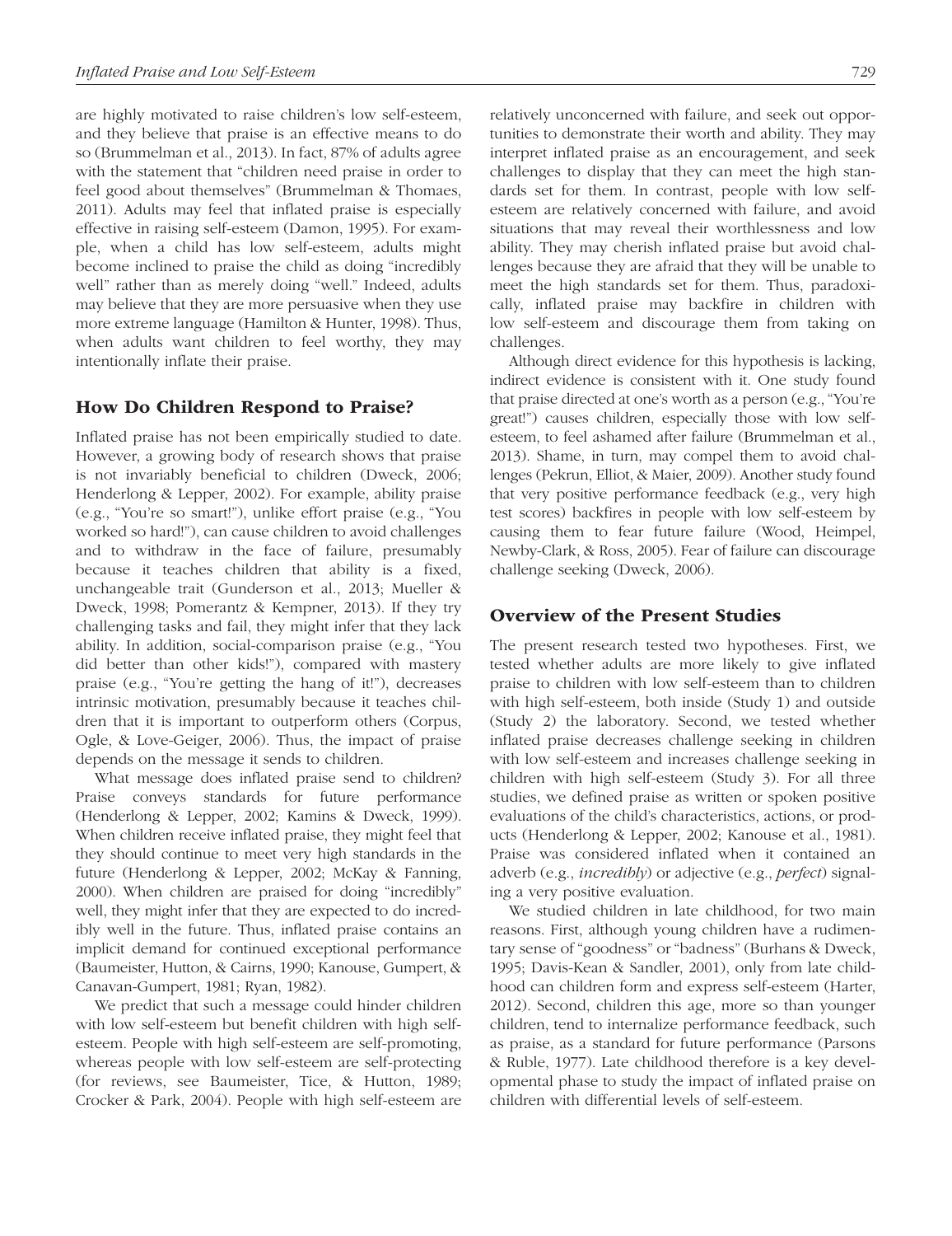are highly motivated to raise children's low self-esteem, and they believe that praise is an effective means to do so (Brummelman et al., 2013). In fact, 87% of adults agree with the statement that "children need praise in order to feel good about themselves" (Brummelman & Thomaes, 2011). Adults may feel that inflated praise is especially effective in raising self-esteem (Damon, 1995). For example, when a child has low self-esteem, adults might become inclined to praise the child as doing "incredibly well" rather than as merely doing "well." Indeed, adults may believe that they are more persuasive when they use more extreme language (Hamilton & Hunter, 1998). Thus, when adults want children to feel worthy, they may intentionally inflate their praise.

## How Do Children Respond to Praise?

Inflated praise has not been empirically studied to date. However, a growing body of research shows that praise is not invariably beneficial to children (Dweck, 2006; Henderlong & Lepper, 2002). For example, ability praise (e.g., "You're so smart!"), unlike effort praise (e.g., "You worked so hard!"), can cause children to avoid challenges and to withdraw in the face of failure, presumably because it teaches children that ability is a fixed, unchangeable trait (Gunderson et al., 2013; Mueller & Dweck, 1998; Pomerantz & Kempner, 2013). If they try challenging tasks and fail, they might infer that they lack ability. In addition, social-comparison praise (e.g., "You did better than other kids!"), compared with mastery praise (e.g., "You're getting the hang of it!"), decreases intrinsic motivation, presumably because it teaches children that it is important to outperform others (Corpus, Ogle, & Love-Geiger, 2006). Thus, the impact of praise depends on the message it sends to children.

What message does inflated praise send to children? Praise conveys standards for future performance (Henderlong & Lepper, 2002; Kamins & Dweck, 1999). When children receive inflated praise, they might feel that they should continue to meet very high standards in the future (Henderlong & Lepper, 2002; McKay & Fanning, 2000). When children are praised for doing "incredibly" well, they might infer that they are expected to do incredibly well in the future. Thus, inflated praise contains an implicit demand for continued exceptional performance (Baumeister, Hutton, & Cairns, 1990; Kanouse, Gumpert, & Canavan-Gumpert, 1981; Ryan, 1982).

We predict that such a message could hinder children with low self-esteem but benefit children with high self-esteem. People with high self-esteem are self-promoting, whereas people with low self-esteem are self-protecting (for reviews, see Baumeister, Tice, & Hutton, 1989; Crocker & Park, 2004). People with high self-esteem are relatively unconcerned with failure, and seek out opportunities to demonstrate their worth and ability. They may interpret inflated praise as an encouragement, and seek challenges to display that they can meet the high standards set for them. In contrast, people with low self-esteem are relatively concerned with failure, and avoid situations that may reveal their worthlessness and low ability. They may cherish inflated praise but avoid challenges because they are afraid that they will be unable to meet the high standards set for them. Thus, paradoxically, inflated praise may backfire in children with low self-esteem and discourage them from taking on challenges.

Although direct evidence for this hypothesis is lacking, indirect evidence is consistent with it. One study found that praise directed at one's worth as a person (e.g., "You're great!") causes children, especially those with low self-esteem, to feel ashamed after failure (Brummelman et al., 2013). Shame, in turn, may compel them to avoid challenges (Pekrun, Elliot, & Maier, 2009). Another study found that very positive performance feedback (e.g., very high test scores) backfires in people with low self-esteem by causing them to fear future failure (Wood, Heimpel, Newby-Clark, & Ross, 2005). Fear of failure can discourage challenge seeking (Dweck, 2006).

## Overview of the Present Studies

The present research tested two hypotheses. First, we tested whether adults are more likely to give inflated praise to children with low self-esteem than to children with high self-esteem, both inside (Study 1) and outside (Study 2) the laboratory. Second, we tested whether inflated praise decreases challenge seeking in children with low self-esteem and increases challenge seeking in children with high self-esteem (Study 3). For all three studies, we defined praise as written or spoken positive evaluations of the child's characteristics, actions, or products (Henderlong & Lepper, 2002; Kanouse et al., 1981). Praise was considered inflated when it contained an adverb (e.g., *incredibly*) or adjective (e.g., *perfect*) signaling a very positive evaluation.

We studied children in late childhood, for two main reasons. First, although young children have a rudimentary sense of "goodness" or "badness" (Burhans & Dweck, 1995; Davis-Kean & Sandler, 2001), only from late childhood can children form and express self-esteem (Harter, 2012). Second, children this age, more so than younger children, tend to internalize performance feedback, such as praise, as a standard for future performance (Parsons & Ruble, 1977). Late childhood therefore is a key developmental phase to study the impact of inflated praise on children with differential levels of self-esteem.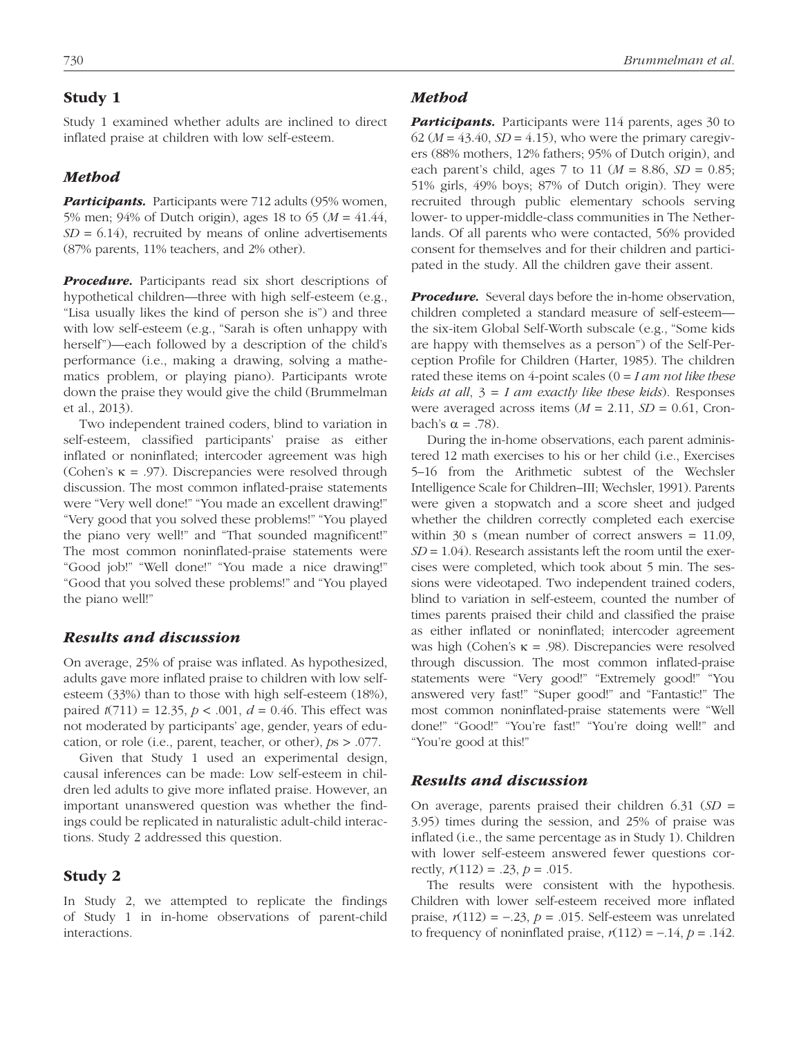## Study 1

Study 1 examined whether adults are inclined to direct inflated praise at children with low self-esteem.

### Method

***Participants.*** Participants were 712 adults (95% women, 5% men; 94% of Dutch origin), ages 18 to 65 ($M$ = 41.44, $SD$ = 6.14), recruited by means of online advertisements (87% parents, 11% teachers, and 2% other).

***Procedure.*** Participants read six short descriptions of hypothetical children—three with high self-esteem (e.g., "Lisa usually likes the kind of person she is") and three with low self-esteem (e.g., "Sarah is often unhappy with herself")—each followed by a description of the child's performance (i.e., making a drawing, solving a mathematics problem, or playing piano). Participants wrote down the praise they would give the child (Brummelman et al., 2013).

Two independent trained coders, blind to variation in self-esteem, classified participants' praise as either inflated or noninflated; intercoder agreement was high (Cohen's $\kappa$ = .97). Discrepancies were resolved through discussion. The most common inflated-praise statements were "Very well done!" "You made an excellent drawing!" "Very good that you solved these problems!" "You played the piano very well!" and "That sounded magnificent!" The most common noninflated-praise statements were "Good job!" "Well done!" "You made a nice drawing!" "Good that you solved these problems!" and "You played the piano well!"

### Results and discussion

On average, 25% of praise was inflated. As hypothesized, adults gave more inflated praise to children with low self-esteem (33%) than to those with high self-esteem (18%), paired $t(711) = 12.35$, $p < .001$, $d = 0.46$. This effect was not moderated by participants' age, gender, years of education, or role (i.e., parent, teacher, or other), $p$s > .077.

Given that Study 1 used an experimental design, causal inferences can be made: Low self-esteem in children led adults to give more inflated praise. However, an important unanswered question was whether the findings could be replicated in naturalistic adult-child interactions. Study 2 addressed this question.

## Study 2

In Study 2, we attempted to replicate the findings of Study 1 in in-home observations of parent-child interactions.

### Method

***Participants.*** Participants were 114 parents, ages 30 to 62 ($M$ = 43.40, $SD$ = 4.15), who were the primary caregivers (88% mothers, 12% fathers; 95% of Dutch origin), and each parent's child, ages 7 to 11 ($M$ = 8.86, $SD$ = 0.85; 51% girls, 49% boys; 87% of Dutch origin). They were recruited through public elementary schools serving lower- to upper-middle-class communities in The Netherlands. Of all parents who were contacted, 56% provided consent for themselves and for their children and participated in the study. All the children gave their assent.

***Procedure.*** Several days before the in-home observation, children completed a standard measure of self-esteem—the six-item Global Self-Worth subscale (e.g., "Some kids are happy with themselves as a person") of the Self-Perception Profile for Children (Harter, 1985). The children rated these items on 4-point scales (0 = *I am not like these kids at all*, 3 = *I am exactly like these kids*). Responses were averaged across items ($M$ = 2.11, $SD$ = 0.61, Cronbach's $\alpha$ = .78).

During the in-home observations, each parent administered 12 math exercises to his or her child (i.e., Exercises 5–16 from the Arithmetic subtest of the Wechsler Intelligence Scale for Children–III; Wechsler, 1991). Parents were given a stopwatch and a score sheet and judged whether the children correctly completed each exercise within 30 s (mean number of correct answers = 11.09, $SD$ = 1.04). Research assistants left the room until the exercises were completed, which took about 5 min. The sessions were videotaped. Two independent trained coders, blind to variation in self-esteem, counted the number of times parents praised their child and classified the praise as either inflated or noninflated; intercoder agreement was high (Cohen's $\kappa$ = .98). Discrepancies were resolved through discussion. The most common inflated-praise statements were "Very good!" "Extremely good!" "You answered very fast!" "Super good!" and "Fantastic!" The most common noninflated-praise statements were "Well done!" "Good!" "You're fast!" "You're doing well!" and "You're good at this!"

### Results and discussion

On average, parents praised their children 6.31 ($SD$ = 3.95) times during the session, and 25% of praise was inflated (i.e., the same percentage as in Study 1). Children with lower self-esteem answered fewer questions correctly, $r(112) = .23$, $p = .015$.

The results were consistent with the hypothesis. Children with lower self-esteem received more inflated praise, $r(112) = -.23$, $p = .015$. Self-esteem was unrelated to frequency of noninflated praise, $r(112) = -.14$, $p = .142$.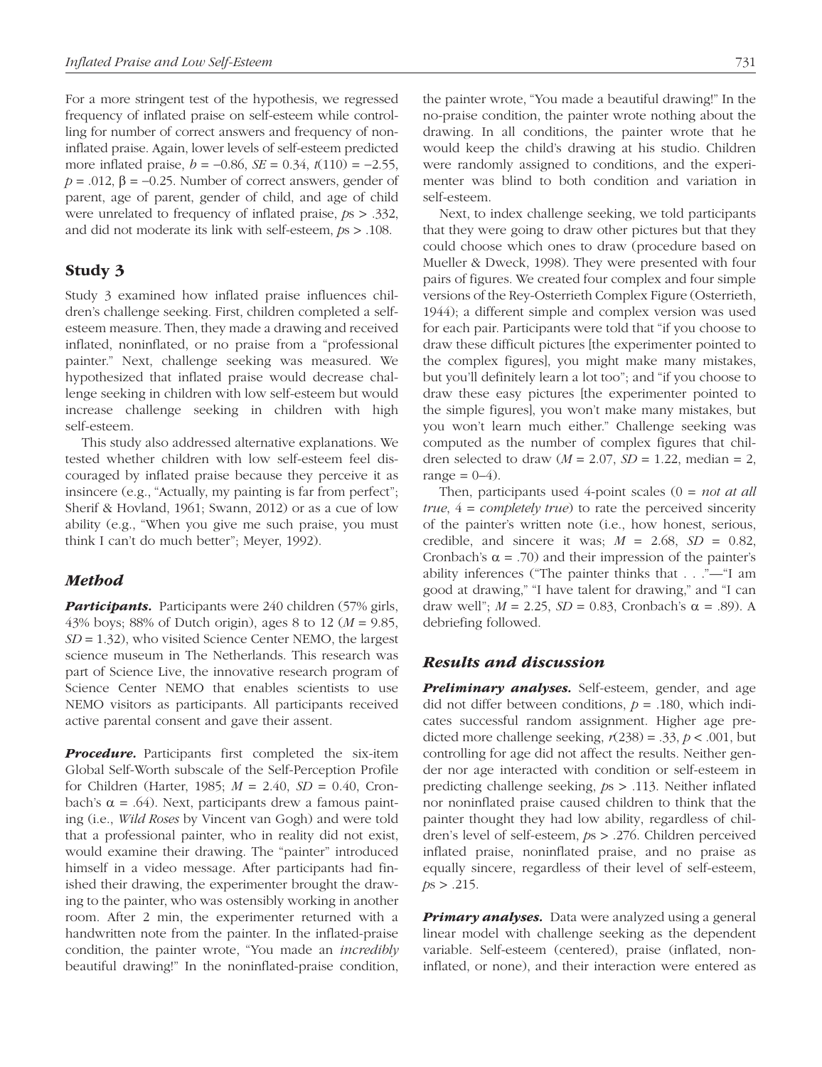For a more stringent test of the hypothesis, we regressed frequency of inflated praise on self-esteem while controlling for number of correct answers and frequency of noninflated praise. Again, lower levels of self-esteem predicted more inflated praise, $b = -0.86$, $SE = 0.34$, $t(110) = -2.55$, $p = .012$, $\beta = -0.25$. Number of correct answers, gender of parent, age of parent, gender of child, and age of child were unrelated to frequency of inflated praise, $p$s > .332, and did not moderate its link with self-esteem, $p$s > .108.

## Study 3

Study 3 examined how inflated praise influences children's challenge seeking. First, children completed a self-esteem measure. Then, they made a drawing and received inflated, noninflated, or no praise from a "professional painter." Next, challenge seeking was measured. We hypothesized that inflated praise would decrease challenge seeking in children with low self-esteem but would increase challenge seeking in children with high self-esteem.

This study also addressed alternative explanations. We tested whether children with low self-esteem feel discouraged by inflated praise because they perceive it as insincere (e.g., "Actually, my painting is far from perfect"; Sherif & Hovland, 1961; Swann, 2012) or as a cue of low ability (e.g., "When you give me such praise, you must think I can't do much better"; Meyer, 1992).

### *Method*

***Participants.*** Participants were 240 children (57% girls, 43% boys; 88% of Dutch origin), ages 8 to 12 ($M$ = 9.85, $SD$ = 1.32), who visited Science Center NEMO, the largest science museum in The Netherlands. This research was part of Science Live, the innovative research program of Science Center NEMO that enables scientists to use NEMO visitors as participants. All participants received active parental consent and gave their assent.

***Procedure.*** Participants first completed the six-item Global Self-Worth subscale of the Self-Perception Profile for Children (Harter, 1985; $M$ = 2.40, $SD$ = 0.40, Cronbach's $\alpha$ = .64). Next, participants drew a famous painting (i.e., *Wild Roses* by Vincent van Gogh) and were told that a professional painter, who in reality did not exist, would examine their drawing. The "painter" introduced himself in a video message. After participants had finished their drawing, the experimenter brought the drawing to the painter, who was ostensibly working in another room. After 2 min, the experimenter returned with a handwritten note from the painter. In the inflated-praise condition, the painter wrote, "You made an *incredibly* beautiful drawing!" In the noninflated-praise condition, the painter wrote, "You made a beautiful drawing!" In the no-praise condition, the painter wrote nothing about the drawing. In all conditions, the painter wrote that he would keep the child's drawing at his studio. Children were randomly assigned to conditions, and the experimenter was blind to both condition and variation in self-esteem.

Next, to index challenge seeking, we told participants that they were going to draw other pictures but that they could choose which ones to draw (procedure based on Mueller & Dweck, 1998). They were presented with four pairs of figures. We created four complex and four simple versions of the Rey-Osterrieth Complex Figure (Osterrieth, 1944); a different simple and complex version was used for each pair. Participants were told that "if you choose to draw these difficult pictures [the experimenter pointed to the complex figures], you might make many mistakes, but you'll definitely learn a lot too"; and "if you choose to draw these easy pictures [the experimenter pointed to the simple figures], you won't make many mistakes, but you won't learn much either." Challenge seeking was computed as the number of complex figures that children selected to draw ($M$ = 2.07, $SD$ = 1.22, median = 2, range = 0–4).

Then, participants used 4-point scales (0 = *not at all true*, 4 = *completely true*) to rate the perceived sincerity of the painter's written note (i.e., how honest, serious, credible, and sincere it was; $M$ = 2.68, $SD$ = 0.82, Cronbach's $\alpha$ = .70) and their impression of the painter's ability inferences ("The painter thinks that . . ."—"I am good at drawing," "I have talent for drawing," and "I can draw well"; $M$ = 2.25, $SD$ = 0.83, Cronbach's $\alpha$ = .89). A debriefing followed.

### *Results and discussion*

***Preliminary analyses.*** Self-esteem, gender, and age did not differ between conditions, $p$ = .180, which indicates successful random assignment. Higher age predicted more challenge seeking, $r(238) = .33$, $p < .001$, but controlling for age did not affect the results. Neither gender nor age interacted with condition or self-esteem in predicting challenge seeking, $p$s > .113. Neither inflated nor noninflated praise caused children to think that the painter thought they had low ability, regardless of children's level of self-esteem, $p$s > .276. Children perceived inflated praise, noninflated praise, and no praise as equally sincere, regardless of their level of self-esteem, $p$s > .215.

***Primary analyses.*** Data were analyzed using a general linear model with challenge seeking as the dependent variable. Self-esteem (centered), praise (inflated, noninflated, or none), and their interaction were entered as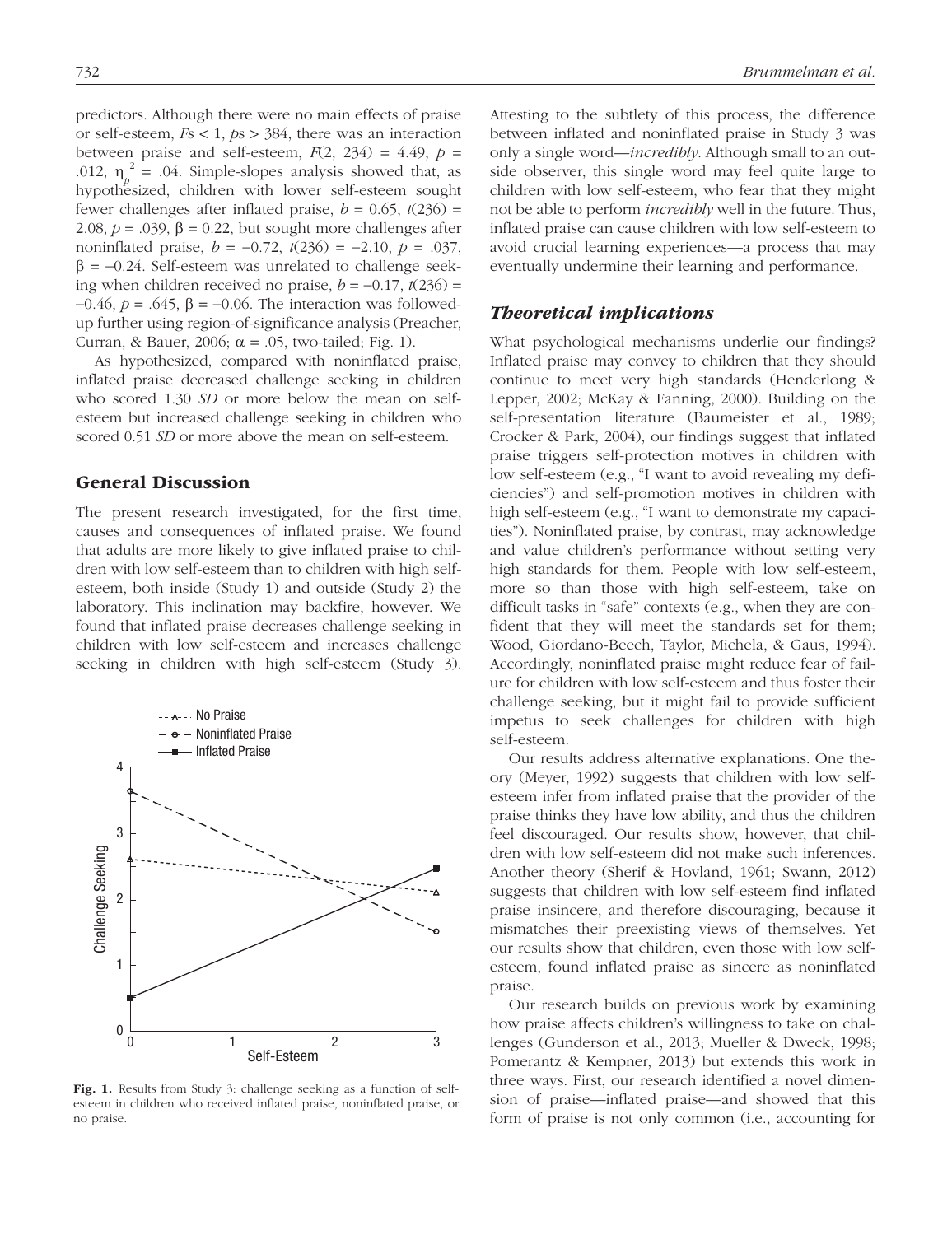predictors. Although there were no main effects of praise or self-esteem, *F*s < 1, *p*s > .384, there was an interaction between praise and self-esteem, $F(2, 234) = 4.49$, $p = .012$, $\eta_p^2 = .04$. Simple-slopes analysis showed that, as hypothesized, children with lower self-esteem sought fewer challenges after inflated praise, $b = 0.65$, $t(236) = 2.08$, $p = .039$, $\beta = 0.22$, but sought more challenges after noninflated praise, $b = -0.72$, $t(236) = -2.10$, $p = .037$, $\beta = -0.24$. Self-esteem was unrelated to challenge seeking when children received no praise, $b = -0.17$, $t(236) = -0.46$, $p = .645$, $\beta = -0.06$. The interaction was followed-up further using region-of-significance analysis (Preacher, Curran, & Bauer, 2006; $\alpha = .05$, two-tailed; Fig. 1).

As hypothesized, compared with noninflated praise, inflated praise decreased challenge seeking in children who scored 1.30 *SD* or more below the mean on self-esteem but increased challenge seeking in children who scored 0.51 *SD* or more above the mean on self-esteem.

## General Discussion

The present research investigated, for the first time, causes and consequences of inflated praise. We found that adults are more likely to give inflated praise to children with low self-esteem than to children with high self-esteem, both inside (Study 1) and outside (Study 2) the laboratory. This inclination may backfire, however. We found that inflated praise decreases challenge seeking in children with low self-esteem and increases challenge seeking in children with high self-esteem (Study 3).

**Fig. 1.** Results from Study 3: challenge seeking as a function of self-esteem in children who received inflated praise, noninflated praise, or no praise.

Attesting to the subtlety of this process, the difference between inflated and noninflated praise in Study 3 was only a single word—*incredibly*. Although small to an outside observer, this single word may feel quite large to children with low self-esteem, who fear that they might not be able to perform *incredibly* well in the future. Thus, inflated praise can cause children with low self-esteem to avoid crucial learning experiences—a process that may eventually undermine their learning and performance.

### Theoretical implications

What psychological mechanisms underlie our findings? Inflated praise may convey to children that they should continue to meet very high standards (Henderlong & Lepper, 2002; McKay & Fanning, 2000). Building on the self-presentation literature (Baumeister et al., 1989; Crocker & Park, 2004), our findings suggest that inflated praise triggers self-protection motives in children with low self-esteem (e.g., "I want to avoid revealing my deficiencies") and self-promotion motives in children with high self-esteem (e.g., "I want to demonstrate my capacities"). Noninflated praise, by contrast, may acknowledge and value children's performance without setting very high standards for them. People with low self-esteem, more so than those with high self-esteem, take on difficult tasks in "safe" contexts (e.g., when they are confident that they will meet the standards set for them; Wood, Giordano-Beech, Taylor, Michela, & Gaus, 1994). Accordingly, noninflated praise might reduce fear of failure for children with low self-esteem and thus foster their challenge seeking, but it might fail to provide sufficient impetus to seek challenges for children with high self-esteem.

Our results address alternative explanations. One theory (Meyer, 1992) suggests that children with low self-esteem infer from inflated praise that the provider of the praise thinks they have low ability, and thus the children feel discouraged. Our results show, however, that children with low self-esteem did not make such inferences. Another theory (Sherif & Hovland, 1961; Swann, 2012) suggests that children with low self-esteem find inflated praise insincere, and therefore discouraging, because it mismatches their preexisting views of themselves. Yet our results show that children, even those with low self-esteem, found inflated praise as sincere as noninflated praise.

Our research builds on previous work by examining how praise affects children's willingness to take on challenges (Gunderson et al., 2013; Mueller & Dweck, 1998; Pomerantz & Kempner, 2013) but extends this work in three ways. First, our research identified a novel dimension of praise—inflated praise—and showed that this form of praise is not only common (i.e., accounting for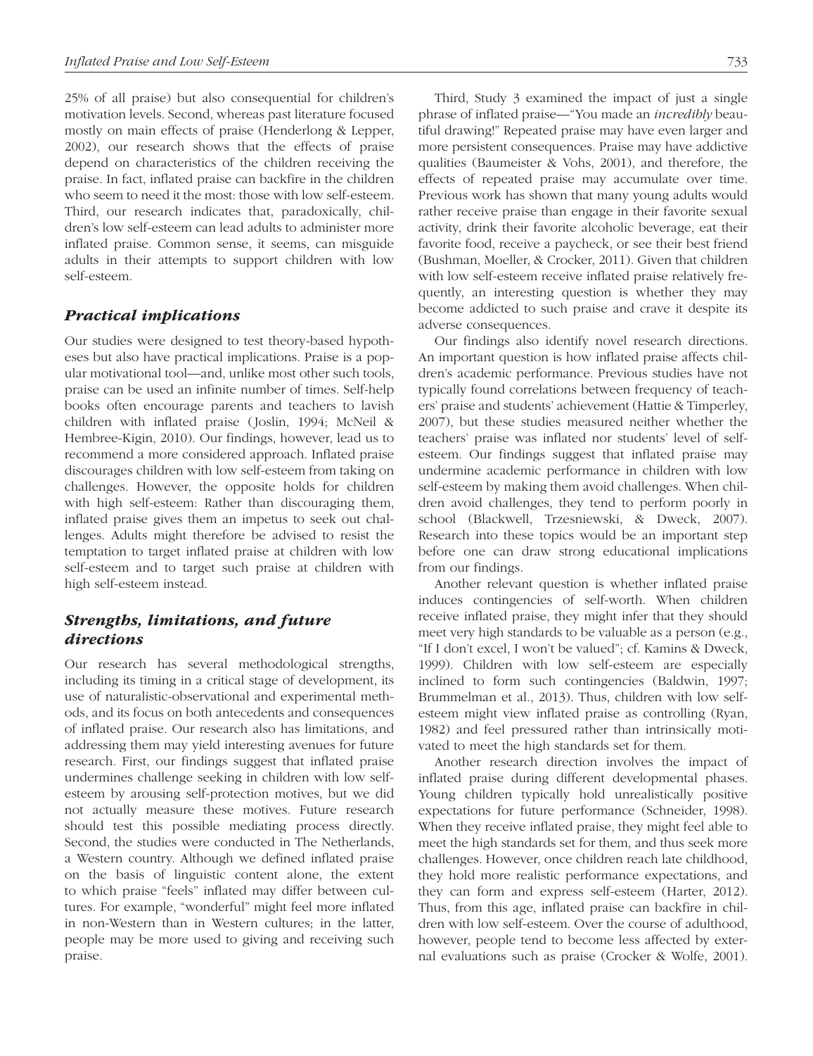25% of all praise) but also consequential for children's motivation levels. Second, whereas past literature focused mostly on main effects of praise (Henderlong & Lepper, 2002), our research shows that the effects of praise depend on characteristics of the children receiving the praise. In fact, inflated praise can backfire in the children who seem to need it the most: those with low self-esteem. Third, our research indicates that, paradoxically, children's low self-esteem can lead adults to administer more inflated praise. Common sense, it seems, can misguide adults in their attempts to support children with low self-esteem.

### *Practical implications*

Our studies were designed to test theory-based hypotheses but also have practical implications. Praise is a popular motivational tool—and, unlike most other such tools, praise can be used an infinite number of times. Self-help books often encourage parents and teachers to lavish children with inflated praise (Joslin, 1994; McNeil & Hembree-Kigin, 2010). Our findings, however, lead us to recommend a more considered approach. Inflated praise discourages children with low self-esteem from taking on challenges. However, the opposite holds for children with high self-esteem: Rather than discouraging them, inflated praise gives them an impetus to seek out challenges. Adults might therefore be advised to resist the temptation to target inflated praise at children with low self-esteem and to target such praise at children with high self-esteem instead.

### *Strengths, limitations, and future directions*

Our research has several methodological strengths, including its timing in a critical stage of development, its use of naturalistic-observational and experimental methods, and its focus on both antecedents and consequences of inflated praise. Our research also has limitations, and addressing them may yield interesting avenues for future research. First, our findings suggest that inflated praise undermines challenge seeking in children with low self-esteem by arousing self-protection motives, but we did not actually measure these motives. Future research should test this possible mediating process directly. Second, the studies were conducted in The Netherlands, a Western country. Although we defined inflated praise on the basis of linguistic content alone, the extent to which praise "feels" inflated may differ between cultures. For example, "wonderful" might feel more inflated in non-Western than in Western cultures; in the latter, people may be more used to giving and receiving such praise.

Third, Study 3 examined the impact of just a single phrase of inflated praise—"You made an *incredibly* beautiful drawing!" Repeated praise may have even larger and more persistent consequences. Praise may have addictive qualities (Baumeister & Vohs, 2001), and therefore, the effects of repeated praise may accumulate over time. Previous work has shown that many young adults would rather receive praise than engage in their favorite sexual activity, drink their favorite alcoholic beverage, eat their favorite food, receive a paycheck, or see their best friend (Bushman, Moeller, & Crocker, 2011). Given that children with low self-esteem receive inflated praise relatively frequently, an interesting question is whether they may become addicted to such praise and crave it despite its adverse consequences.

Our findings also identify novel research directions. An important question is how inflated praise affects children's academic performance. Previous studies have not typically found correlations between frequency of teachers' praise and students' achievement (Hattie & Timperley, 2007), but these studies measured neither whether the teachers' praise was inflated nor students' level of self-esteem. Our findings suggest that inflated praise may undermine academic performance in children with low self-esteem by making them avoid challenges. When children avoid challenges, they tend to perform poorly in school (Blackwell, Trzesniewski, & Dweck, 2007). Research into these topics would be an important step before one can draw strong educational implications from our findings.

Another relevant question is whether inflated praise induces contingencies of self-worth. When children receive inflated praise, they might infer that they should meet very high standards to be valuable as a person (e.g., "If I don't excel, I won't be valued"; cf. Kamins & Dweck, 1999). Children with low self-esteem are especially inclined to form such contingencies (Baldwin, 1997; Brummelman et al., 2013). Thus, children with low self-esteem might view inflated praise as controlling (Ryan, 1982) and feel pressured rather than intrinsically motivated to meet the high standards set for them.

Another research direction involves the impact of inflated praise during different developmental phases. Young children typically hold unrealistically positive expectations for future performance (Schneider, 1998). When they receive inflated praise, they might feel able to meet the high standards set for them, and thus seek more challenges. However, once children reach late childhood, they hold more realistic performance expectations, and they can form and express self-esteem (Harter, 2012). Thus, from this age, inflated praise can backfire in children with low self-esteem. Over the course of adulthood, however, people tend to become less affected by external evaluations such as praise (Crocker & Wolfe, 2001).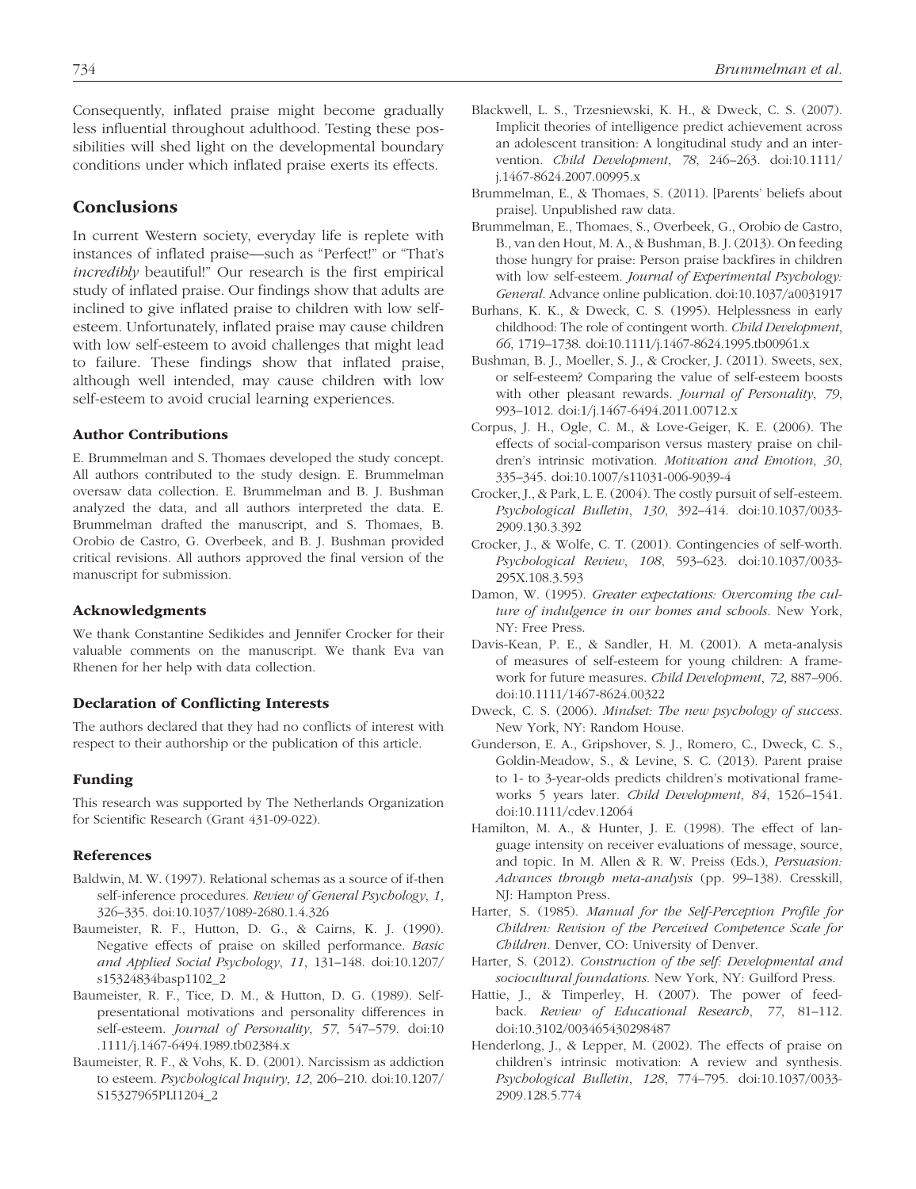Consequently, inflated praise might become gradually less influential throughout adulthood. Testing these possibilities will shed light on the developmental boundary conditions under which inflated praise exerts its effects.

## Conclusions

In current Western society, everyday life is replete with instances of inflated praise—such as "Perfect!" or "That's *incredibly* beautiful!" Our research is the first empirical study of inflated praise. Our findings show that adults are inclined to give inflated praise to children with low self-esteem. Unfortunately, inflated praise may cause children with low self-esteem to avoid challenges that might lead to failure. These findings show that inflated praise, although well intended, may cause children with low self-esteem to avoid crucial learning experiences.

### Author Contributions

E. Brummelman and S. Thomaes developed the study concept. All authors contributed to the study design. E. Brummelman oversaw data collection. E. Brummelman and B. J. Bushman analyzed the data, and all authors interpreted the data. E. Brummelman drafted the manuscript, and S. Thomaes, B. Orobio de Castro, G. Overbeek, and B. J. Bushman provided critical revisions. All authors approved the final version of the manuscript for submission.

### Acknowledgments

We thank Constantine Sedikides and Jennifer Crocker for their valuable comments on the manuscript. We thank Eva van Rhenen for her help with data collection.

### Declaration of Conflicting Interests

The authors declared that they had no conflicts of interest with respect to their authorship or the publication of this article.

### Funding

This research was supported by The Netherlands Organization for Scientific Research (Grant 431-09-022).

### References

Baldwin, M. W. (1997). Relational schemas as a source of if-then self-inference procedures. *Review of General Psychology*, *1*, 326–335. doi:10.1037/1089-2680.1.4.326

Baumeister, R. F., Hutton, D. G., & Cairns, K. J. (1990). Negative effects of praise on skilled performance. *Basic and Applied Social Psychology*, *11*, 131–148. doi:10.1207/s15324834basp1102_2

Baumeister, R. F., Tice, D. M., & Hutton, D. G. (1989). Self-presentational motivations and personality differences in self-esteem. *Journal of Personality*, *57*, 547–579. doi:10.1111/j.1467-6494.1989.tb02384.x

Baumeister, R. F., & Vohs, K. D. (2001). Narcissism as addiction to esteem. *Psychological Inquiry*, *12*, 206–210. doi:10.1207/S15327965PLI1204_2

Blackwell, L. S., Trzesniewski, K. H., & Dweck, C. S. (2007). Implicit theories of intelligence predict achievement across an adolescent transition: A longitudinal study and an intervention. *Child Development*, *78*, 246–263. doi:10.1111/j.1467-8624.2007.00995.x

Brummelman, E., & Thomaes, S. (2011). [Parents' beliefs about praise]. Unpublished raw data.

Brummelman, E., Thomaes, S., Overbeek, G., Orobio de Castro, B., van den Hout, M. A., & Bushman, B. J. (2013). On feeding those hungry for praise: Person praise backfires in children with low self-esteem. *Journal of Experimental Psychology: General*. Advance online publication. doi:10.1037/a0031917

Burhans, K. K., & Dweck, C. S. (1995). Helplessness in early childhood: The role of contingent worth. *Child Development*, *66*, 1719–1738. doi:10.1111/j.1467-8624.1995.tb00961.x

Bushman, B. J., Moeller, S. J., & Crocker, J. (2011). Sweets, sex, or self-esteem? Comparing the value of self-esteem boosts with other pleasant rewards. *Journal of Personality*, *79*, 993–1012. doi:1/j.1467-6494.2011.00712.x

Corpus, J. H., Ogle, C. M., & Love-Geiger, K. E. (2006). The effects of social-comparison versus mastery praise on children's intrinsic motivation. *Motivation and Emotion*, *30*, 335–345. doi:10.1007/s11031-006-9039-4

Crocker, J., & Park, L. E. (2004). The costly pursuit of self-esteem. *Psychological Bulletin*, *130*, 392–414. doi:10.1037/0033-2909.130.3.392

Crocker, J., & Wolfe, C. T. (2001). Contingencies of self-worth. *Psychological Review*, *108*, 593–623. doi:10.1037/0033-295X.108.3.593

Damon, W. (1995). *Greater expectations: Overcoming the culture of indulgence in our homes and schools*. New York, NY: Free Press.

Davis-Kean, P. E., & Sandler, H. M. (2001). A meta-analysis of measures of self-esteem for young children: A framework for future measures. *Child Development*, *72*, 887–906. doi:10.1111/1467-8624.00322

Dweck, C. S. (2006). *Mindset: The new psychology of success*. New York, NY: Random House.

Gunderson, E. A., Gripshover, S. J., Romero, C., Dweck, C. S., Goldin-Meadow, S., & Levine, S. C. (2013). Parent praise to 1- to 3-year-olds predicts children's motivational frameworks 5 years later. *Child Development*, *84*, 1526–1541. doi:10.1111/cdev.12064

Hamilton, M. A., & Hunter, J. E. (1998). The effect of language intensity on receiver evaluations of message, source, and topic. In M. Allen & R. W. Preiss (Eds.), *Persuasion: Advances through meta-analysis* (pp. 99–138). Cresskill, NJ: Hampton Press.

Harter, S. (1985). *Manual for the Self-Perception Profile for Children: Revision of the Perceived Competence Scale for Children*. Denver, CO: University of Denver.

Harter, S. (2012). *Construction of the self: Developmental and sociocultural foundations*. New York, NY: Guilford Press.

Hattie, J., & Timperley, H. (2007). The power of feedback. *Review of Educational Research*, *77*, 81–112. doi:10.3102/003465430298487

Henderlong, J., & Lepper, M. (2002). The effects of praise on children's intrinsic motivation: A review and synthesis. *Psychological Bulletin*, *128*, 774–795. doi:10.1037/0033-2909.128.5.774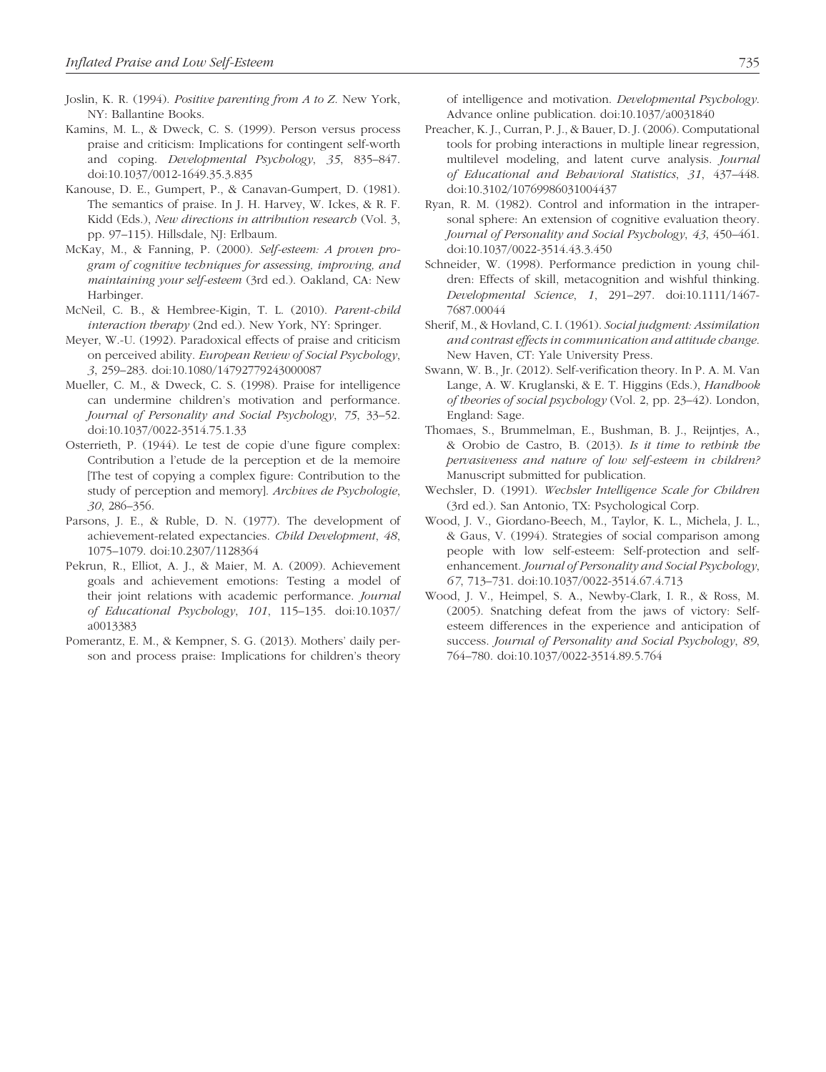Joslin, K. R. (1994). *Positive parenting from A to Z.* New York, NY: Ballantine Books.

Kamins, M. L., & Dweck, C. S. (1999). Person versus process praise and criticism: Implications for contingent self-worth and coping. *Developmental Psychology*, *35*, 835–847. doi:10.1037/0012-1649.35.3.835

Kanouse, D. E., Gumpert, P., & Canavan-Gumpert, D. (1981). The semantics of praise. In J. H. Harvey, W. Ickes, & R. F. Kidd (Eds.), *New directions in attribution research* (Vol. 3, pp. 97–115). Hillsdale, NJ: Erlbaum.

McKay, M., & Fanning, P. (2000). *Self-esteem: A proven program of cognitive techniques for assessing, improving, and maintaining your self-esteem* (3rd ed.). Oakland, CA: New Harbinger.

McNeil, C. B., & Hembree-Kigin, T. L. (2010). *Parent-child interaction therapy* (2nd ed.). New York, NY: Springer.

Meyer, W.-U. (1992). Paradoxical effects of praise and criticism on perceived ability. *European Review of Social Psychology*, *3*, 259–283. doi:10.1080/14792779243000087

Mueller, C. M., & Dweck, C. S. (1998). Praise for intelligence can undermine children's motivation and performance. *Journal of Personality and Social Psychology*, *75*, 33–52. doi:10.1037/0022-3514.75.1.33

Osterrieth, P. (1944). Le test de copie d'une figure complex: Contribution a l'etude de la perception et de la memoire [The test of copying a complex figure: Contribution to the study of perception and memory]. *Archives de Psychologie*, *30*, 286–356.

Parsons, J. E., & Ruble, D. N. (1977). The development of achievement-related expectancies. *Child Development*, *48*, 1075–1079. doi:10.2307/1128364

Pekrun, R., Elliot, A. J., & Maier, M. A. (2009). Achievement goals and achievement emotions: Testing a model of their joint relations with academic performance. *Journal of Educational Psychology*, *101*, 115–135. doi:10.1037/a0013383

Pomerantz, E. M., & Kempner, S. G. (2013). Mothers' daily person and process praise: Implications for children's theory of intelligence and motivation. *Developmental Psychology*. Advance online publication. doi:10.1037/a0031840

Preacher, K. J., Curran, P. J., & Bauer, D. J. (2006). Computational tools for probing interactions in multiple linear regression, multilevel modeling, and latent curve analysis. *Journal of Educational and Behavioral Statistics*, *31*, 437–448. doi:10.3102/10769986031004437

Ryan, R. M. (1982). Control and information in the intrapersonal sphere: An extension of cognitive evaluation theory. *Journal of Personality and Social Psychology*, *43*, 450–461. doi:10.1037/0022-3514.43.3.450

Schneider, W. (1998). Performance prediction in young children: Effects of skill, metacognition and wishful thinking. *Developmental Science*, *1*, 291–297. doi:10.1111/1467-7687.00044

Sherif, M., & Hovland, C. I. (1961). *Social judgment: Assimilation and contrast effects in communication and attitude change.* New Haven, CT: Yale University Press.

Swann, W. B., Jr. (2012). Self-verification theory. In P. A. M. Van Lange, A. W. Kruglanski, & E. T. Higgins (Eds.), *Handbook of theories of social psychology* (Vol. 2, pp. 23–42). London, England: Sage.

Thomaes, S., Brummelman, E., Bushman, B. J., Reijntjes, A., & Orobio de Castro, B. (2013). *Is it time to rethink the pervasiveness and nature of low self-esteem in children?* Manuscript submitted for publication.

Wechsler, D. (1991). *Wechsler Intelligence Scale for Children* (3rd ed.). San Antonio, TX: Psychological Corp.

Wood, J. V., Giordano-Beech, M., Taylor, K. L., Michela, J. L., & Gaus, V. (1994). Strategies of social comparison among people with low self-esteem: Self-protection and self-enhancement. *Journal of Personality and Social Psychology*, *67*, 713–731. doi:10.1037/0022-3514.67.4.713

Wood, J. V., Heimpel, S. A., Newby-Clark, I. R., & Ross, M. (2005). Snatching defeat from the jaws of victory: Self-esteem differences in the experience and anticipation of success. *Journal of Personality and Social Psychology*, *89*, 764–780. doi:10.1037/0022-3514.89.5.764